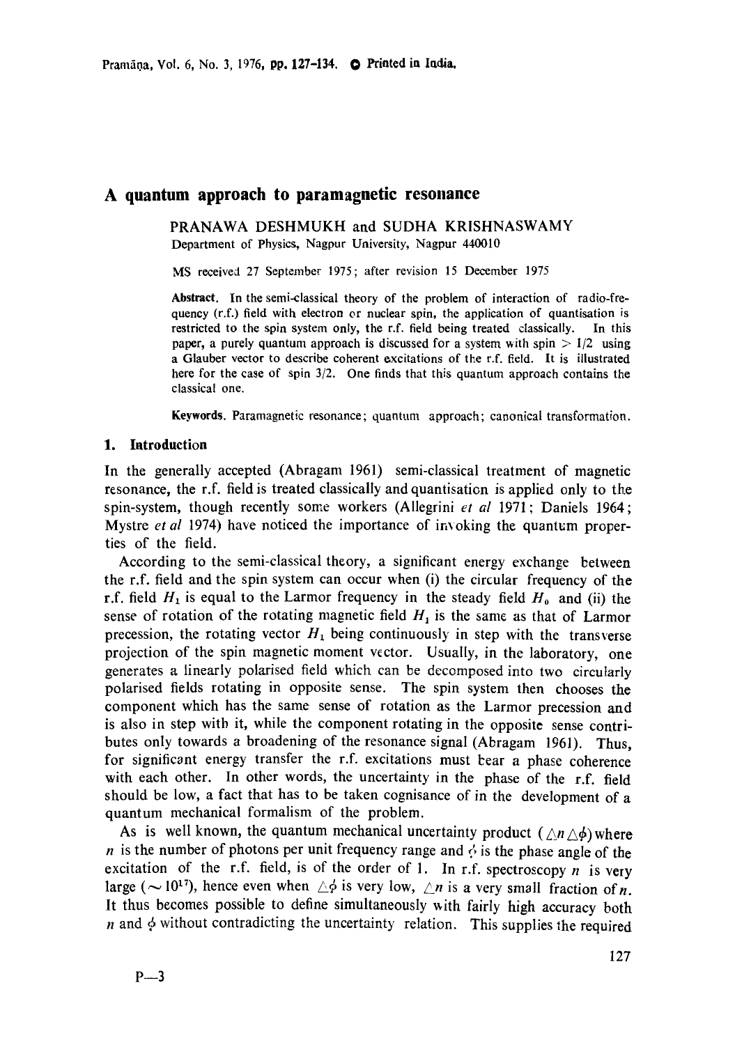# A quantum approach to paramagnetic resonance

PRANAWA DESHMUKH and SUDHA KRISHNASWAMY
Department of Physics, Nagpur University, Nagpur 440010

MS received 27 September 1975; after revision 15 December 1975

**Abstract.** In the semi-classical theory of the problem of interaction of radio-frequency (r.f.) field with electron or nuclear spin, the application of quantisation is restricted to the spin system only, the r.f. field being treated classically. In this paper, a purely quantum approach is discussed for a system with spin $> 1/2$ using a Glauber vector to describe coherent excitations of the r.f. field. It is illustrated here for the case of spin 3/2. One finds that this quantum approach contains the classical one.

**Keywords.** Paramagnetic resonance; quantum approach; canonical transformation.

## 1. Introduction

In the generally accepted (Abragam 1961) semi-classical treatment of magnetic resonance, the r.f. field is treated classically and quantisation is applied only to the spin-system, though recently some workers (Allegrini *et al* 1971; Daniels 1964; Mystre *et al* 1974) have noticed the importance of invoking the quantum properties of the field.

According to the semi-classical theory, a significant energy exchange between the r.f. field and the spin system can occur when (i) the circular frequency of the r.f. field $H_1$ is equal to the Larmor frequency in the steady field $H_0$ and (ii) the sense of rotation of the rotating magnetic field $H_1$ is the same as that of Larmor precession, the rotating vector $H_1$ being continuously in step with the transverse projection of the spin magnetic moment vector. Usually, in the laboratory, one generates a linearly polarised field which can be decomposed into two circularly polarised fields rotating in opposite sense. The spin system then chooses the component which has the same sense of rotation as the Larmor precession and is also in step with it, while the component rotating in the opposite sense contributes only towards a broadening of the resonance signal (Abragam 1961). Thus, for significant energy transfer the r.f. excitations must bear a phase coherence with each other. In other words, the uncertainty in the phase of the r.f. field should be low, a fact that has to be taken cognisance of in the development of a quantum mechanical formalism of the problem.

As is well known, the quantum mechanical uncertainty product $(\triangle n \triangle \phi)$ where $n$ is the number of photons per unit frequency range and $\phi$ is the phase angle of the excitation of the r.f. field, is of the order of 1. In r.f. spectroscopy $n$ is very large ($\sim 10^{17}$), hence even when $\triangle \phi$ is very low, $\triangle n$ is a very small fraction of $n$. It thus becomes possible to define simultaneously with fairly high accuracy both $n$ and $\phi$ without contradicting the uncertainty relation. This supplies the required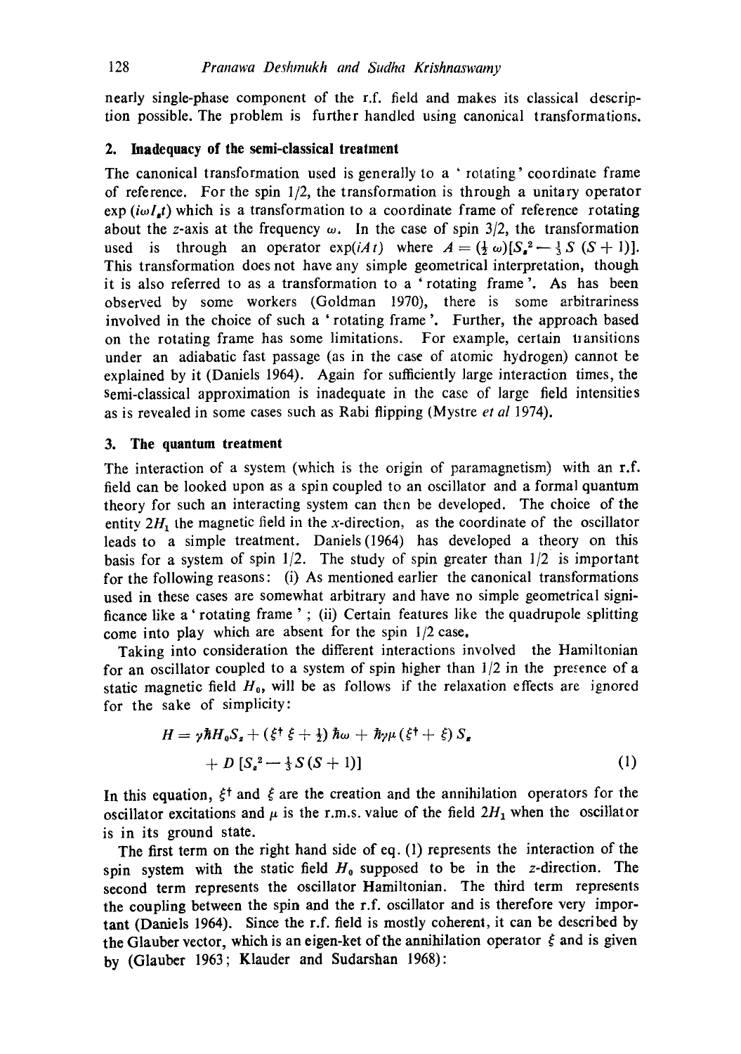nearly single-phase component of the r.f. field and makes its classical description possible. The problem is further handled using canonical transformations.

## 2. Inadequacy of the semi-classical treatment

The canonical transformation used is generally to a 'rotating' coordinate frame of reference. For the spin 1/2, the transformation is through a unitary operator $\exp(i\omega I_z t)$ which is a transformation to a coordinate frame of reference rotating about the $z$-axis at the frequency $\omega$. In the case of spin 3/2, the transformation used is through an operator $\exp(iAt)$ where $A = (\frac{1}{2}\omega)[S_z^2 - \frac{1}{3}S(S+1)]$. This transformation does not have any simple geometrical interpretation, though it is also referred to as a transformation to a 'rotating frame'. As has been observed by some workers (Goldman 1970), there is some arbitrariness involved in the choice of such a 'rotating frame'. Further, the approach based on the rotating frame has some limitations. For example, certain transitions under an adiabatic fast passage (as in the case of atomic hydrogen) cannot be explained by it (Daniels 1964). Again for sufficiently large interaction times, the semi-classical approximation is inadequate in the case of large field intensities as is revealed in some cases such as Rabi flipping (Mystre *et al* 1974).

## 3. The quantum treatment

The interaction of a system (which is the origin of paramagnetism) with an r.f. field can be looked upon as a spin coupled to an oscillator and a formal quantum theory for such an interacting system can then be developed. The choice of the entity $2H_1$ the magnetic field in the $x$-direction, as the coordinate of the oscillator leads to a simple treatment. Daniels (1964) has developed a theory on this basis for a system of spin 1/2. The study of spin greater than 1/2 is important for the following reasons: (i) As mentioned earlier the canonical transformations used in these cases are somewhat arbitrary and have no simple geometrical significance like a 'rotating frame'; (ii) Certain features like the quadrupole splitting come into play which are absent for the spin 1/2 case.

Taking into consideration the different interactions involved the Hamiltonian for an oscillator coupled to a system of spin higher than 1/2 in the presence of a static magnetic field $H_0$, will be as follows if the relaxation effects are ignored for the sake of simplicity:

$$H = \gamma\hbar H_0 S_z + (\xi^\dagger \xi + \tfrac{1}{2})\hbar\omega + \hbar\gamma\mu(\xi^\dagger + \xi) S_z + D[S_z^2 - \tfrac{1}{3}S(S+1)] \tag{1}$$

In this equation, $\xi^\dagger$ and $\xi$ are the creation and the annihilation operators for the oscillator excitations and $\mu$ is the r.m.s. value of the field $2H_1$ when the oscillator is in its ground state.

The first term on the right hand side of eq. (1) represents the interaction of the spin system with the static field $H_0$ supposed to be in the $z$-direction. The second term represents the oscillator Hamiltonian. The third term represents the coupling between the spin and the r.f. oscillator and is therefore very important (Daniels 1964). Since the r.f. field is mostly coherent, it can be described by the Glauber vector, which is an eigen-ket of the annihilation operator $\xi$ and is given by (Glauber 1963; Klauder and Sudarshan 1968):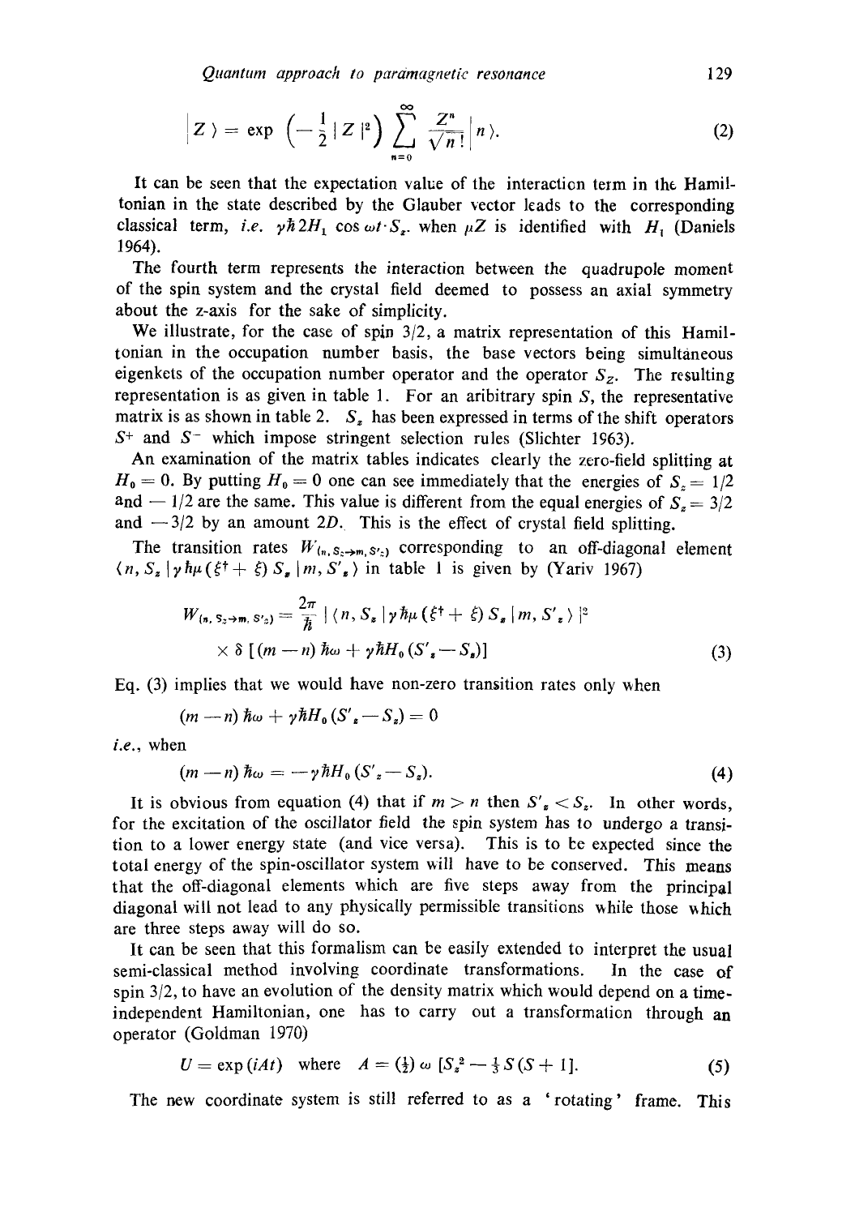$$|Z\rangle = \exp\left(-\frac{1}{2}|Z|^2\right) \sum_{n=0}^{\infty} \frac{Z^n}{\sqrt{n!}} |n\rangle. \tag{2}$$

It can be seen that the expectation value of the interaction term in the Hamiltonian in the state described by the Glauber vector leads to the corresponding classical term, *i.e.* $\gamma\hbar 2H_1 \cos\omega t \cdot S_x$. when $\mu Z$ is identified with $H_1$ (Daniels 1964).

The fourth term represents the interaction between the quadrupole moment of the spin system and the crystal field deemed to possess an axial symmetry about the z-axis for the sake of simplicity.

We illustrate, for the case of spin 3/2, a matrix representation of this Hamiltonian in the occupation number basis, the base vectors being simultaneous eigenkets of the occupation number operator and the operator $S_Z$. The resulting representation is as given in table 1. For an aribitrary spin $S$, the representative matrix is as shown in table 2. $S_x$ has been expressed in terms of the shift operators $S^+$ and $S^-$ which impose stringent selection rules (Slichter 1963).

An examination of the matrix tables indicates clearly the zero-field splitting at $H_0 = 0$. By putting $H_0 = 0$ one can see immediately that the energies of $S_z = 1/2$ and $-1/2$ are the same. This value is different from the equal energies of $S_z = 3/2$ and $-3/2$ by an amount $2D$. This is the effect of crystal field splitting.

The transition rates $W_{(n, S_z \to m, S'_z)}$ corresponding to an off-diagonal element $\langle n, S_z | \gamma\hbar\mu(\xi^\dagger + \xi) S_x | m, S'_z \rangle$ in table 1 is given by (Yariv 1967)

$$W_{(n, S_z \to m, S'_z)} = \frac{2\pi}{\hbar} |\langle n, S_z | \gamma\hbar\mu(\xi^\dagger + \xi) S_x | m, S'_z \rangle|^2 \times \delta[(m-n)\hbar\omega + \gamma\hbar H_0 (S'_z - S_z)] \tag{3}$$

Eq. (3) implies that we would have non-zero transition rates only when

$$(m-n)\hbar\omega + \gamma\hbar H_0 (S'_z - S_z) = 0$$

*i.e.*, when

$$(m-n)\hbar\omega = -\gamma\hbar H_0 (S'_z - S_z). \tag{4}$$

It is obvious from equation (4) that if $m > n$ then $S'_z < S_z$. In other words, for the excitation of the oscillator field the spin system has to undergo a transition to a lower energy state (and vice versa). This is to be expected since the total energy of the spin-oscillator system will have to be conserved. This means that the off-diagonal elements which are five steps away from the principal diagonal will not lead to any physically permissible transitions while those which are three steps away will do so.

It can be seen that this formalism can be easily extended to interpret the usual semi-classical method involving coordinate transformations. In the case of spin 3/2, to have an evolution of the density matrix which would depend on a time-independent Hamiltonian, one has to carry out a transformation through an operator (Goldman 1970)

$$U = \exp(iAt) \quad \text{where} \quad A = (\tfrac{1}{2})\,\omega\,[S_z^2 - \tfrac{1}{3}S(S+1)]. \tag{5}$$

The new coordinate system is still referred to as a 'rotating' frame. This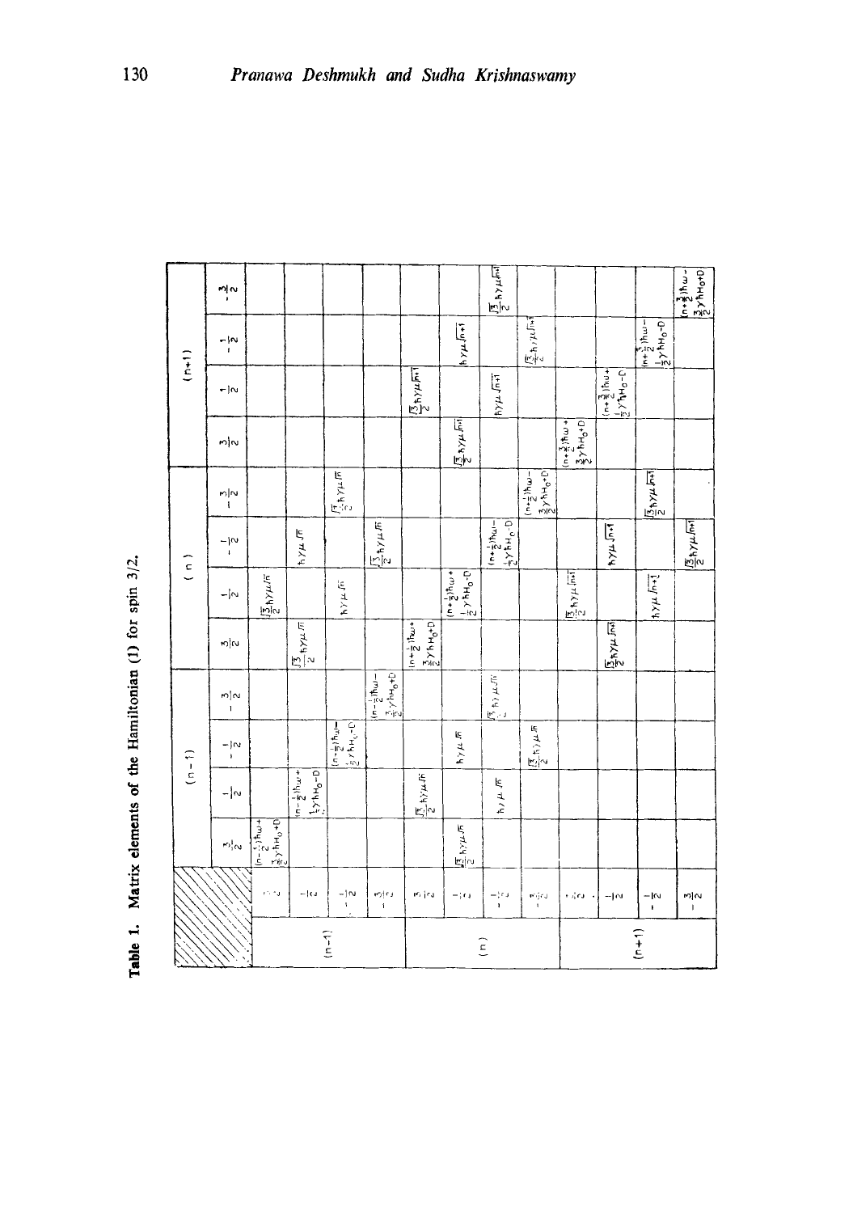**Table 1.** Matrix elements of the Hamiltonian (1) for spin 3/2.

| | | $(n-1)$ | | | | $(n)$ | | | | $(n+1)$ | | | |
|---|---|---|---|---|---|---|---|---|---|---|---|---|---|
| | | $\frac{3}{2}$ | $\frac{1}{2}$ | $-\frac{1}{2}$ | $-\frac{3}{2}$ | $\frac{3}{2}$ | $\frac{1}{2}$ | $-\frac{1}{2}$ | $-\frac{3}{2}$ | $\frac{3}{2}$ | $\frac{1}{2}$ | $-\frac{1}{2}$ | $-\frac{3}{2}$ |
| $(n-1)$ | $\frac{3}{2}$ | $(n-\frac{1}{2})\hbar\omega+\frac{3}{2}\gamma\hbar H_0+D$ | | | | | $\frac{\sqrt{3}}{2}\hbar\gamma\mu\sqrt{n}$ | | | | | | |
| | $\frac{1}{2}$ | | $(n-\frac{1}{2})\hbar\omega+\frac{1}{2}\gamma\hbar H_0-D$ | | | $\frac{\sqrt{3}}{2}\hbar\gamma\mu\sqrt{n}$ | | $\hbar\gamma\mu\sqrt{n}$ | | | | | |
| | $-\frac{1}{2}$ | | | $(n-\frac{1}{2})\hbar\omega-\frac{1}{2}\gamma\hbar H_0-D$ | | | $\hbar\gamma\mu\sqrt{n}$ | | $\frac{\sqrt{3}}{2}\hbar\gamma\mu\sqrt{n}$ | | | | |
| | $-\frac{3}{2}$ | | | | $(n-\frac{1}{2})\hbar\omega-\frac{3}{2}\gamma\hbar H_0+D$ | | | $\frac{\sqrt{3}}{2}\hbar\gamma\mu\sqrt{n}$ | | | | | |
| $(n)$ | $\frac{3}{2}$ | | $\frac{\sqrt{3}}{2}\hbar\gamma\mu\sqrt{n}$ | | | $(n+\frac{1}{2})\hbar\omega+\frac{3}{2}\gamma\hbar H_0+D$ | | | | | $\frac{\sqrt{3}}{2}\hbar\gamma\mu\sqrt{n+1}$ | | |
| | $\frac{1}{2}$ | $\frac{\sqrt{3}}{2}\hbar\gamma\mu\sqrt{n}$ | | $\hbar\gamma\mu\sqrt{n}$ | | | $(n+\frac{1}{2})\hbar\omega+\frac{1}{2}\gamma\hbar H_0-D$ | | | $\frac{\sqrt{3}}{2}\hbar\gamma\mu\sqrt{n+1}$ | | $\hbar\gamma\mu\sqrt{n+1}$ | |
| | $-\frac{1}{2}$ | | $\hbar\gamma\mu\sqrt{n}$ | | $\frac{\sqrt{3}}{2}\hbar\gamma\mu\sqrt{n}$ | | | $(n+\frac{1}{2})\hbar\omega-\frac{1}{2}\gamma\hbar H_0-D$ | | | $\hbar\gamma\mu\sqrt{n+1}$ | | $\frac{\sqrt{3}}{2}\hbar\gamma\mu\sqrt{n+1}$ |
| | $-\frac{3}{2}$ | | | $\frac{\sqrt{3}}{2}\hbar\gamma\mu\sqrt{n}$ | | | | | $(n+\frac{1}{2})\hbar\omega-\frac{3}{2}\gamma\hbar H_0+D$ | | | $\frac{\sqrt{3}}{2}\hbar\gamma\mu\sqrt{n+1}$ | |
| $(n+1)$ | $\frac{3}{2}$ | | | | | | $\frac{\sqrt{3}}{2}\hbar\gamma\mu\sqrt{n+1}$ | | | $(n+\frac{3}{2})\hbar\omega+\frac{3}{2}\gamma\hbar H_0+D$ | | | |
| | $\frac{1}{2}$ | | | | | $\frac{\sqrt{3}}{2}\hbar\gamma\mu\sqrt{n+1}$ | | $\hbar\gamma\mu\sqrt{n+1}$ | | | $(n+\frac{3}{2})\hbar\omega+\frac{1}{2}\gamma\hbar H_0-D$ | | |
| | $-\frac{1}{2}$ | | | | | | $\hbar\gamma\mu\sqrt{n+1}$ | | $\frac{\sqrt{3}}{2}\hbar\gamma\mu\sqrt{n+1}$ | | | $(n+\frac{3}{2})\hbar\omega-\frac{1}{2}\gamma\hbar H_0-D$ | |
| | $-\frac{3}{2}$ | | | | | | | $\frac{\sqrt{3}}{2}\hbar\gamma\mu\sqrt{n+1}$ | | | | | $(n+\frac{3}{2})\hbar\omega-\frac{3}{2}\gamma\hbar H_0+D$ |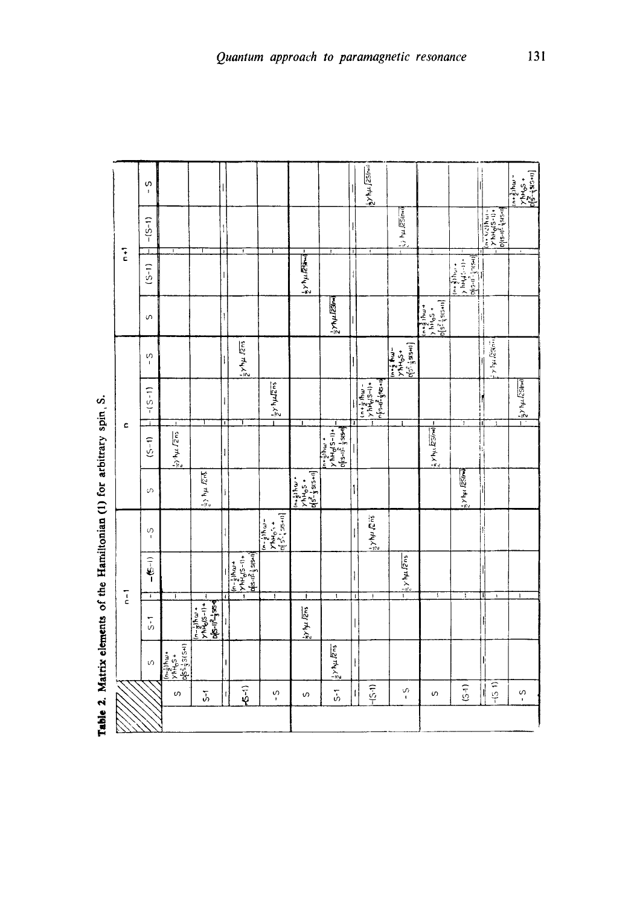**Table 2.** Matrix elements of the Hamiltonian (1) for arbitrary spin, S.

| | | $n-1$ | | | | $n$ | | | | $n+1$ | | | |
|---|---|---|---|---|---|---|---|---|---|---|---|---|---|
| | | $S$ | $S-1$ | $-(S-1)$ | $-S$ | $S$ | $(S-1)$ | $-(S-1)$ | $-S$ | $S$ | $(S-1)$ | $-(S-1)$ | $-S$ |
| $n-1$ | $S$ | $(n-\frac{1}{2})\hbar\omega+\gamma\hbar H_0 S+D[S^2-\frac{1}{3}S(S+1)]$ | | | | | $\frac{1}{2}\gamma\hbar\mu\sqrt{2nS}$ | | | | | | |
| | $S-1$ | | $(n-\frac{1}{2})\hbar\omega+\gamma\hbar H_0(S-1)+D[(S-1)^2-\frac{1}{3}S(S+1)]$ | | | $\frac{1}{2}\gamma\hbar\mu\sqrt{2nS}$ | | | | | | | |
| | $-(S-1)$ | | | $(n-\frac{1}{2})\hbar\omega+\gamma\hbar H_0(S-1)+D[(S-1)^2-\frac{1}{3}S(S+1)]$ | | | | | $\frac{1}{2}\gamma\hbar\mu\sqrt{2nS}$ | | | | |
| | $-S$ | | | | $(n-\frac{1}{2})\hbar\omega-\gamma\hbar H_0 S+D[S^2-\frac{1}{3}S(S+1)]$ | | | $\frac{1}{2}\gamma\hbar\mu\sqrt{2nS}$ | | | | | |
| $n$ | $S$ | | $\frac{1}{2}\gamma\hbar\mu\sqrt{2nS}$ | | | $(n+\frac{1}{2})\hbar\omega+\gamma\hbar H_0 S+D[S^2-\frac{1}{3}S(S+1)]$ | | | | | $\frac{1}{2}\gamma\hbar\mu\sqrt{2S(n+1)}$ | | |
| | $S-1$ | $\frac{1}{2}\gamma\hbar\mu\sqrt{2nS}$ | | | | | $(n+\frac{1}{2})\hbar\omega+\gamma\hbar H_0(S-1)+D[(S-1)^2-\frac{1}{3}S(S+1)]$ | | | $\frac{1}{2}\gamma\hbar\mu\sqrt{2S(n+1)}$ | | | |
| | $-(S-1)$ | | | | $\frac{1}{2}\gamma\hbar\mu\sqrt{2nS}$ | | | $(n+\frac{1}{2})\hbar\omega-\gamma\hbar H_0(S-1)+D[(S-1)^2-\frac{1}{3}S(S+1)]$ | | | | | $\frac{1}{2}\gamma\hbar\mu\sqrt{2S(n+1)}$ |
| | $-S$ | | | $\frac{1}{2}\gamma\hbar\mu\sqrt{2nS}$ | | | | | $(n+\frac{1}{2})\hbar\omega-\gamma\hbar H_0 S+D[S^2-\frac{1}{3}S(S+1)]$ | | | $\frac{1}{2}\gamma\hbar\mu\sqrt{2S(n+1)}$ | |
| $n+1$ | $S$ | | | | | | $\frac{1}{2}\gamma\hbar\mu\sqrt{2S(n+1)}$ | | | $(n+\frac{3}{2})\hbar\omega+\gamma\hbar H_0 S+D[S^2-\frac{1}{3}S(S+1)]$ | | | |
| | $(S-1)$ | | | | | $\frac{1}{2}\gamma\hbar\mu\sqrt{2S(n+1)}$ | | | | | $(n+\frac{3}{2})\hbar\omega+\gamma\hbar H_0(S-1)+D[(S-1)^2-\frac{1}{3}S(S+1)]$ | | |
| | $-(S-1)$ | | | | | | | | $\frac{1}{2}\gamma\hbar\mu\sqrt{2S(n+1)}$ | | | $(n+\frac{3}{2})\hbar\omega-\gamma\hbar H_0(S-1)+D[(S-1)^2-\frac{1}{3}S(S+1)]$ | |
| | $-S$ | | | | | | | $\frac{1}{2}\gamma\hbar\mu\sqrt{2S(n+1)}$ | | | | | $(n+\frac{3}{2})\hbar\omega-\gamma\hbar H_0 S+D[S^2-\frac{1}{3}S(S+1)]$ |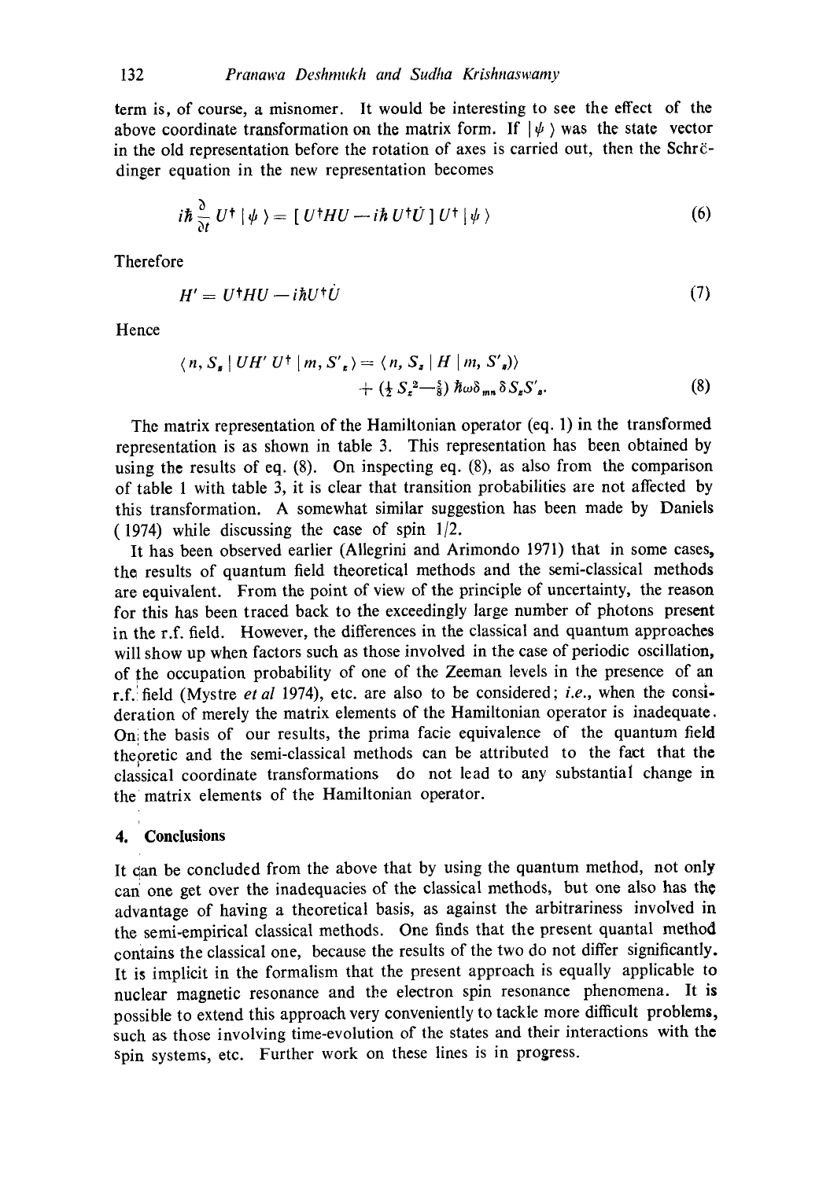term is, of course, a misnomer. It would be interesting to see the effect of the above coordinate transformation on the matrix form. If $|\psi\rangle$ was the state vector in the old representation before the rotation of axes is carried out, then the Schrödinger equation in the new representation becomes

$$i\hbar \frac{\partial}{\partial t} U^{\dagger} |\psi\rangle = [U^{\dagger} H U - i\hbar U^{\dagger} \dot{U}] U^{\dagger} |\psi\rangle \tag{6}$$

Therefore

$$H' = U^{\dagger} H U - i\hbar U^{\dagger} \dot{U} \tag{7}$$

Hence

$$\langle n, S_z | U H' U^{\dagger} | m, S'_z \rangle = \langle n, S_z | H | m, S'_z \rangle\rangle + (\tfrac{1}{2} S_z^2 - \tfrac{5}{8}) \hbar\omega \delta_{mn} \delta S_z S'_z. \tag{8}$$

The matrix representation of the Hamiltonian operator (eq. 1) in the transformed representation is as shown in table 3. This representation has been obtained by using the results of eq. (8). On inspecting eq. (8), as also from the comparison of table 1 with table 3, it is clear that transition probabilities are not affected by this transformation. A somewhat similar suggestion has been made by Daniels (1974) while discussing the case of spin 1/2.

It has been observed earlier (Allegrini and Arimondo 1971) that in some cases, the results of quantum field theoretical methods and the semi-classical methods are equivalent. From the point of view of the principle of uncertainty, the reason for this has been traced back to the exceedingly large number of photons present in the r.f. field. However, the differences in the classical and quantum approaches will show up when factors such as those involved in the case of periodic oscillation, of the occupation probability of one of the Zeeman levels in the presence of an r.f. field (Mystre *et al* 1974), etc. are also to be considered; *i.e.*, when the consideration of merely the matrix elements of the Hamiltonian operator is inadequate. On the basis of our results, the prima facie equivalence of the quantum field theoretic and the semi-classical methods can be attributed to the fact that the classical coordinate transformations do not lead to any substantial change in the matrix elements of the Hamiltonian operator.

## 4. Conclusions

It can be concluded from the above that by using the quantum method, not only can one get over the inadequacies of the classical methods, but one also has the advantage of having a theoretical basis, as against the arbitrariness involved in the semi-empirical classical methods. One finds that the present quantal method contains the classical one, because the results of the two do not differ significantly. It is implicit in the formalism that the present approach is equally applicable to nuclear magnetic resonance and the electron spin resonance phenomena. It is possible to extend this approach very conveniently to tackle more difficult problems, such as those involving time-evolution of the states and their interactions with the spin systems, etc. Further work on these lines is in progress.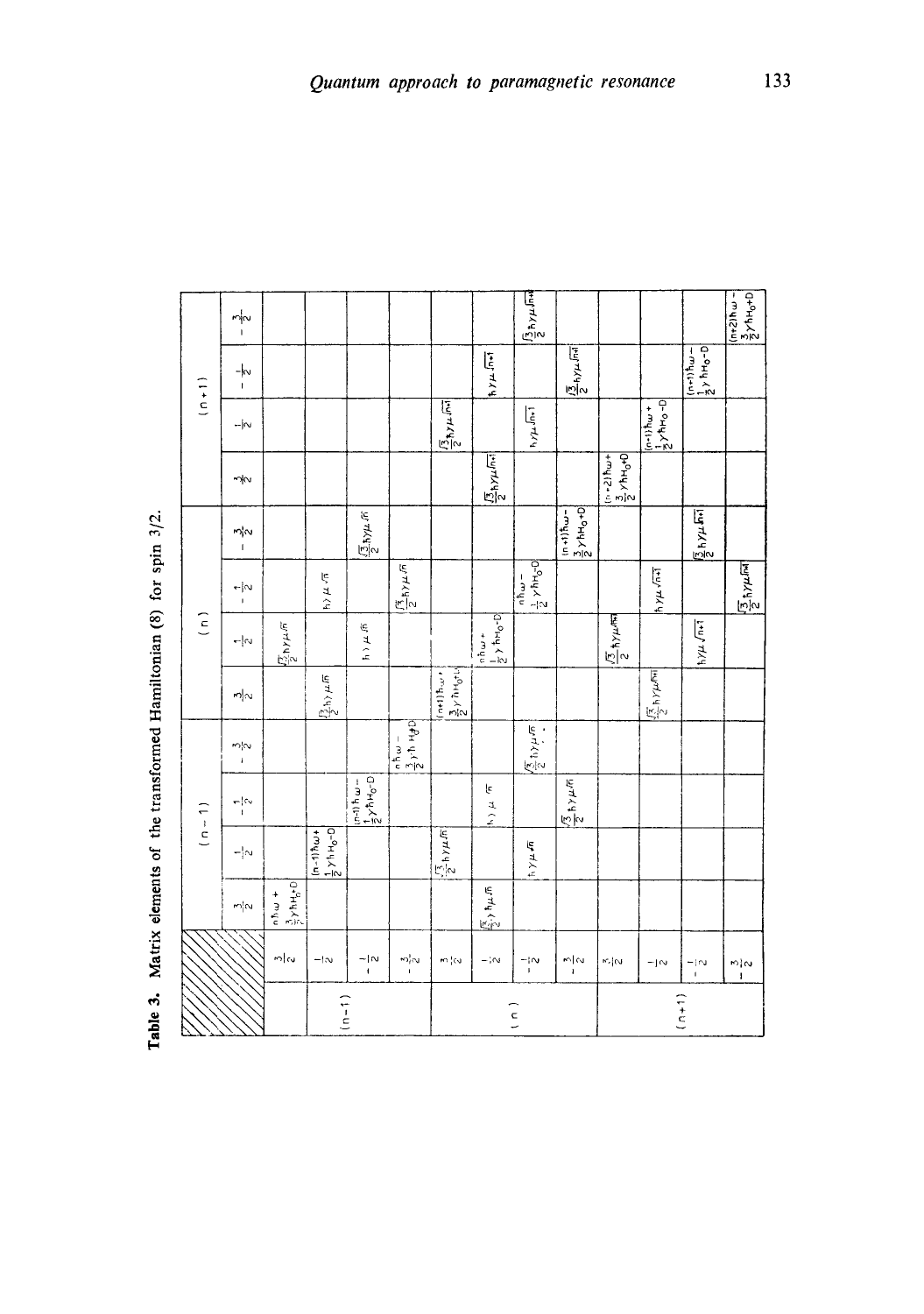**Table 3.** Matrix elements of the transformed Hamiltonian (8) for spin 3/2.

| | | $(n-1)$ | | | | $(n)$ | | | | $(n+1)$ | | | |
|---|---|---|---|---|---|---|---|---|---|---|---|---|---|
| | | $\frac{3}{2}$ | $\frac{1}{2}$ | $-\frac{1}{2}$ | $-\frac{3}{2}$ | $\frac{3}{2}$ | $\frac{1}{2}$ | $-\frac{1}{2}$ | $-\frac{3}{2}$ | $\frac{3}{2}$ | $\frac{1}{2}$ | $-\frac{1}{2}$ | $-\frac{3}{2}$ |
| $(n-1)$ | $\frac{3}{2}$ | $n\hbar\omega + \frac{3}{2}\gamma\hbar H_0 + D$ | | | | | $\frac{\sqrt{3}}{2}\hbar\gamma\mu\sqrt{n}$ | | | | | | |
| | $\frac{1}{2}$ | | $(n-1)\hbar\omega + \frac{1}{2}\gamma\hbar H_0 - D$ | | | $\frac{\sqrt{3}}{2}\hbar\gamma\mu\sqrt{n}$ | | $\hbar\gamma\mu\sqrt{n}$ | | | | | |
| | $-\frac{1}{2}$ | | | $(n-1)\hbar\omega - \frac{1}{2}\gamma\hbar H_0 - D$ | | | $\hbar\gamma\mu\sqrt{n}$ | | $\frac{\sqrt{3}}{2}\hbar\gamma\mu\sqrt{n}$ | | | | |
| | $-\frac{3}{2}$ | | | | $n\hbar\omega - \frac{3}{2}\gamma\hbar H_0 + D$ | | | $\frac{\sqrt{3}}{2}\hbar\gamma\mu\sqrt{n}$ | | | | | |
| $(n)$ | $\frac{3}{2}$ | | $\frac{\sqrt{3}}{2}\hbar\gamma\mu\sqrt{n}$ | | | $(n+1)\hbar\omega + \frac{3}{2}\gamma\hbar H_0 + D$ | | | | | $\frac{\sqrt{3}}{2}\hbar\gamma\mu\sqrt{n+1}$ | | |
| | $\frac{1}{2}$ | $\frac{\sqrt{3}}{2}\hbar\gamma\mu\sqrt{n}$ | | $\hbar\gamma\mu\sqrt{n}$ | | | $n\hbar\omega + \frac{1}{2}\gamma\hbar H_0 - D$ | | | $\frac{\sqrt{3}}{2}\hbar\gamma\mu\sqrt{n+1}$ | | $\hbar\gamma\mu\sqrt{n+1}$ | |
| | $-\frac{1}{2}$ | | $\hbar\gamma\mu\sqrt{n}$ | | $\frac{\sqrt{3}}{2}\hbar\gamma\mu\sqrt{n}$ | | | $n\hbar\omega - \frac{1}{2}\gamma\hbar H_0 - D$ | | | $\hbar\gamma\mu\sqrt{n+1}$ | | $\frac{\sqrt{3}}{2}\hbar\gamma\mu\sqrt{n+1}$ |
| | $-\frac{3}{2}$ | | | $\frac{\sqrt{3}}{2}\hbar\gamma\mu\sqrt{n}$ | | | | | $(n+1)\hbar\omega - \frac{3}{2}\gamma\hbar H_0 + D$ | | | $\frac{\sqrt{3}}{2}\hbar\gamma\mu\sqrt{n+1}$ | |
| $(n+1)$ | $\frac{3}{2}$ | | | | | | $\frac{\sqrt{3}}{2}\hbar\gamma\mu\sqrt{n+1}$ | | | $(n+2)\hbar\omega + \frac{3}{2}\gamma\hbar H_0 + D$ | | | |
| | $\frac{1}{2}$ | | | | | $\frac{\sqrt{3}}{2}\hbar\gamma\mu\sqrt{n+1}$ | | $\hbar\gamma\mu\sqrt{n+1}$ | | | $(n+1)\hbar\omega + \frac{1}{2}\gamma\hbar H_0 - D$ | | |
| | $-\frac{1}{2}$ | | | | | | $\hbar\gamma\mu\sqrt{n+1}$ | | $\frac{\sqrt{3}}{2}\hbar\gamma\mu\sqrt{n+1}$ | | | $(n+1)\hbar\omega - \frac{1}{2}\gamma\hbar H_0 - D$ | |
| | $-\frac{3}{2}$ | | | | | | | $\frac{\sqrt{3}}{2}\hbar\gamma\mu\sqrt{n+1}$ | | | | | $(n+2)\hbar\omega - \frac{3}{2}\gamma\hbar H_0 + D$ |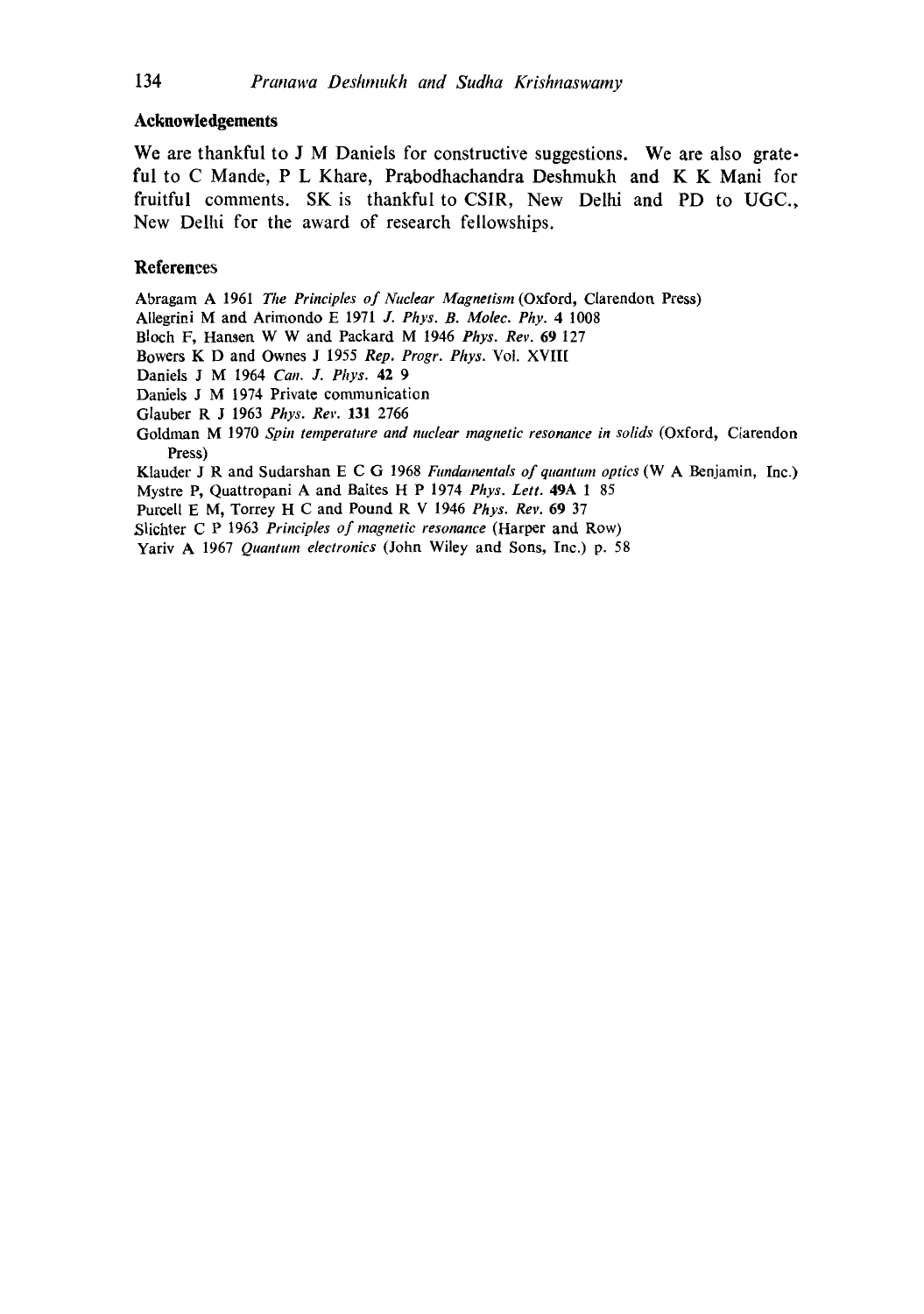## Acknowledgements

We are thankful to J M Daniels for constructive suggestions. We are also grateful to C Mande, P L Khare, Prabodhachandra Deshmukh and K K Mani for fruitful comments. SK is thankful to CSIR, New Delhi and PD to UGC., New Delhi for the award of research fellowships.

## References

Abragam A 1961 *The Principles of Nuclear Magnetism* (Oxford, Clarendon Press)

Allegrini M and Arimondo E 1971 *J. Phys. B. Molec. Phy.* **4** 1008

Bloch F, Hansen W W and Packard M 1946 *Phys. Rev.* **69** 127

Bowers K D and Ownes J 1955 *Rep. Progr. Phys.* Vol. XVIII

Daniels J M 1964 *Can. J. Phys.* **42** 9

Daniels J M 1974 Private communication

Glauber R J 1963 *Phys. Rev.* **131** 2766

Goldman M 1970 *Spin temperature and nuclear magnetic resonance in solids* (Oxford, Clarendon Press)

Klauder J R and Sudarshan E C G 1968 *Fundamentals of quantum optics* (W A Benjamin, Inc.)

Mystre P, Quattropani A and Baites H P 1974 *Phys. Lett.* **49A** 1 85

Purcell E M, Torrey H C and Pound R V 1946 *Phys. Rev.* **69** 37

Slichter C P 1963 *Principles of magnetic resonance* (Harper and Row)

Yariv A 1967 *Quantum electronics* (John Wiley and Sons, Inc.) p. 58